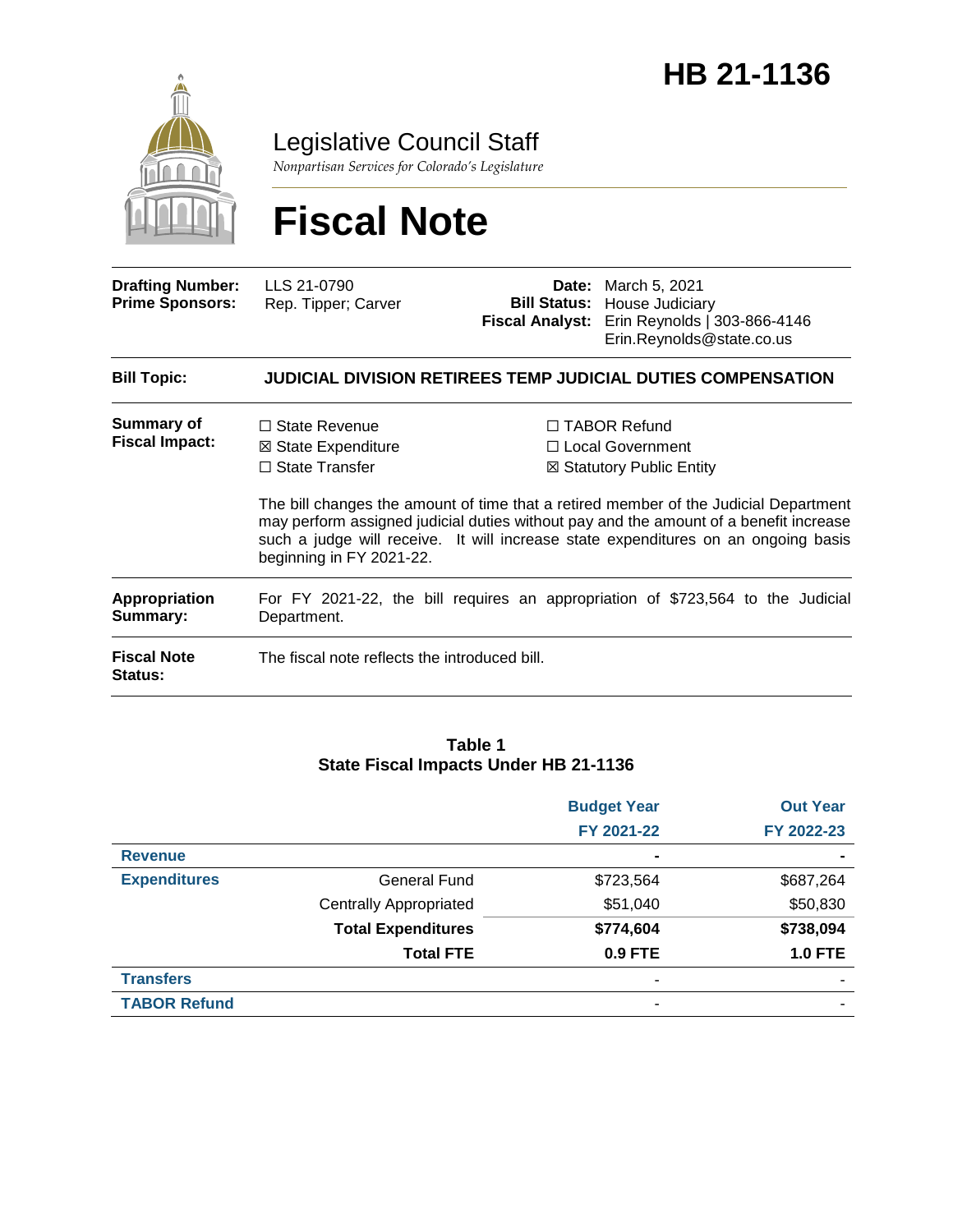# HB 21-1136

Legislative Council Staff

*Nonpartisan Services for Colorado's Legislature*

# Fiscal Note

| | | | |
|---|---|---|---|
| **Drafting Number:** | LLS 21-0790 | **Date:** | March 5, 2021 |
| **Prime Sponsors:** | Rep. Tipper; Carver | **Bill Status:** | House Judiciary |
| | | **Fiscal Analyst:** | Erin Reynolds \| 303-866-4146 Erin.Reynolds@state.co.us |

**Bill Topic:** **JUDICIAL DIVISION RETIREES TEMP JUDICIAL DUTIES COMPENSATION**

**Summary of Fiscal Impact:**

☐ State Revenue
☒ State Expenditure
☐ State Transfer
☐ TABOR Refund
☐ Local Government
☒ Statutory Public Entity

The bill changes the amount of time that a retired member of the Judicial Department may perform assigned judicial duties without pay and the amount of a benefit increase such a judge will receive. It will increase state expenditures on an ongoing basis beginning in FY 2021-22.

**Appropriation Summary:** For FY 2021-22, the bill requires an appropriation of $723,564 to the Judicial Department.

**Fiscal Note Status:** The fiscal note reflects the introduced bill.

**Table 1**
**State Fiscal Impacts Under HB 21-1136**

| | | Budget Year FY 2021-22 | Out Year FY 2022-23 |
|---|---|---|---|
| **Revenue** | | - | - |
| **Expenditures** | General Fund | $723,564 | $687,264 |
| | Centrally Appropriated | $51,040 | $50,830 |
| | **Total Expenditures** | **$774,604** | **$738,094** |
| | **Total FTE** | **0.9 FTE** | **1.0 FTE** |
| **Transfers** | | - | - |
| **TABOR Refund** | | - | - |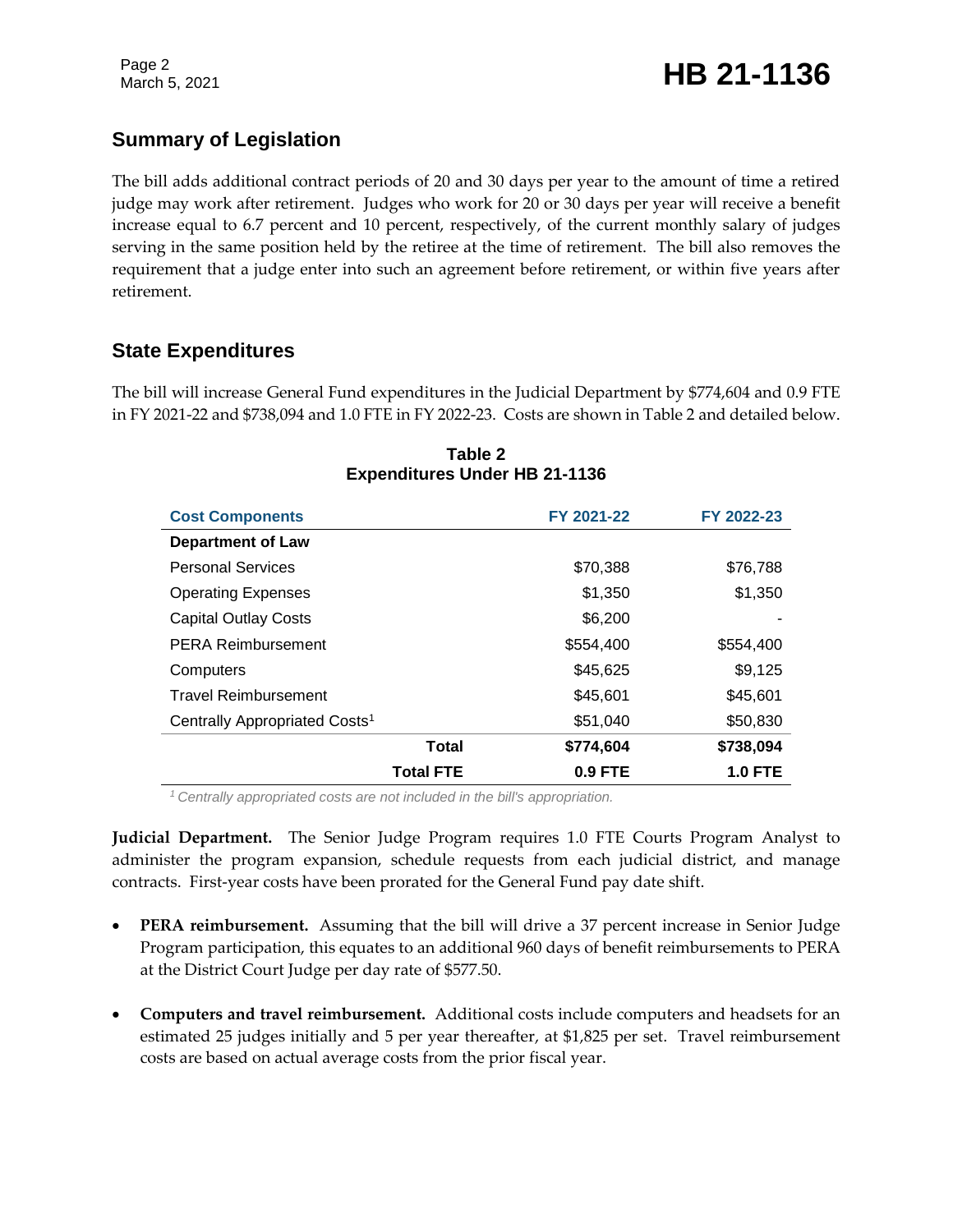## Summary of Legislation

The bill adds additional contract periods of 20 and 30 days per year to the amount of time a retired judge may work after retirement. Judges who work for 20 or 30 days per year will receive a benefit increase equal to 6.7 percent and 10 percent, respectively, of the current monthly salary of judges serving in the same position held by the retiree at the time of retirement. The bill also removes the requirement that a judge enter into such an agreement before retirement, or within five years after retirement.

## State Expenditures

The bill will increase General Fund expenditures in the Judicial Department by $774,604 and 0.9 FTE in FY 2021-22 and $738,094 and 1.0 FTE in FY 2022-23. Costs are shown in Table 2 and detailed below.

**Table 2**
**Expenditures Under HB 21-1136**

| Cost Components | FY 2021-22 | FY 2022-23 |
|---|---|---|
| **Department of Law** | | |
| Personal Services | $70,388 | $76,788 |
| Operating Expenses | $1,350 | $1,350 |
| Capital Outlay Costs | $6,200 | - |
| PERA Reimbursement | $554,400 | $554,400 |
| Computers | $45,625 | $9,125 |
| Travel Reimbursement | $45,601 | $45,601 |
| Centrally Appropriated Costs[1] | $51,040 | $50,830 |
| **Total** | **$774,604** | **$738,094** |
| **Total FTE** | **0.9 FTE** | **1.0 FTE** |

*[1] Centrally appropriated costs are not included in the bill's appropriation.*

**Judicial Department.** The Senior Judge Program requires 1.0 FTE Courts Program Analyst to administer the program expansion, schedule requests from each judicial district, and manage contracts. First-year costs have been prorated for the General Fund pay date shift.

- **PERA reimbursement.** Assuming that the bill will drive a 37 percent increase in Senior Judge Program participation, this equates to an additional 960 days of benefit reimbursements to PERA at the District Court Judge per day rate of $577.50.
- **Computers and travel reimbursement.** Additional costs include computers and headsets for an estimated 25 judges initially and 5 per year thereafter, at $1,825 per set. Travel reimbursement costs are based on actual average costs from the prior fiscal year.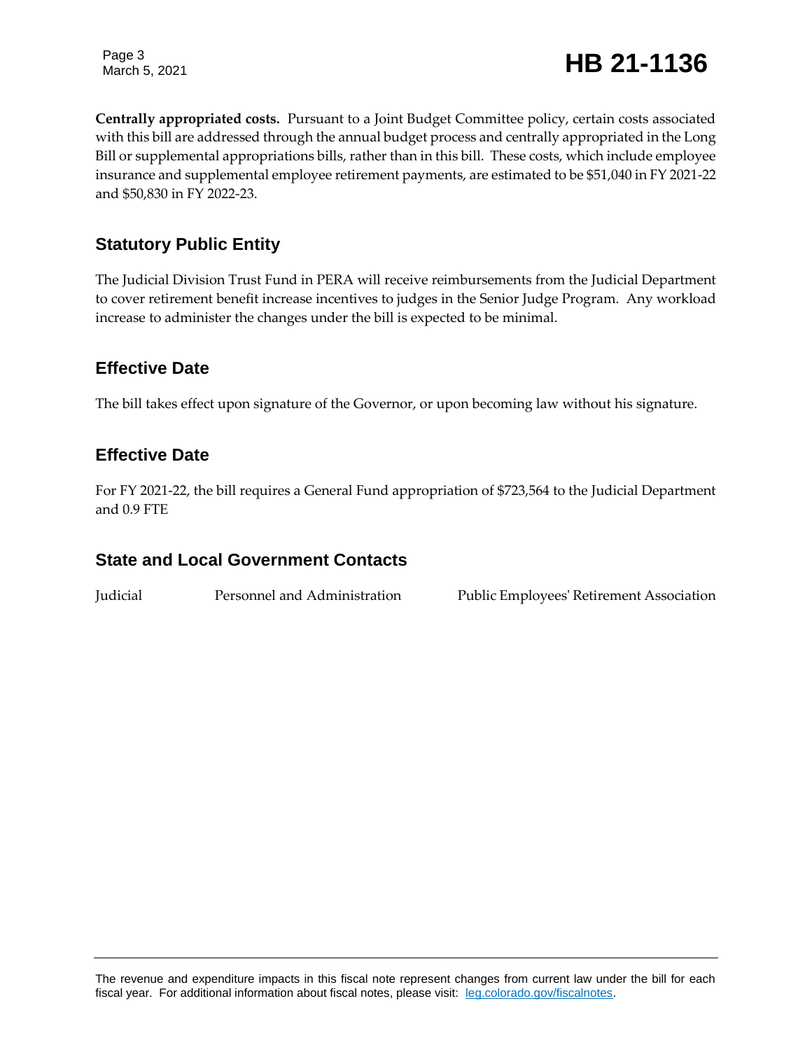**Centrally appropriated costs.** Pursuant to a Joint Budget Committee policy, certain costs associated with this bill are addressed through the annual budget process and centrally appropriated in the Long Bill or supplemental appropriations bills, rather than in this bill. These costs, which include employee insurance and supplemental employee retirement payments, are estimated to be $51,040 in FY 2021-22 and $50,830 in FY 2022-23.

## Statutory Public Entity

The Judicial Division Trust Fund in PERA will receive reimbursements from the Judicial Department to cover retirement benefit increase incentives to judges in the Senior Judge Program. Any workload increase to administer the changes under the bill is expected to be minimal.

## Effective Date

The bill takes effect upon signature of the Governor, or upon becoming law without his signature.

## Effective Date

For FY 2021-22, the bill requires a General Fund appropriation of $723,564 to the Judicial Department and 0.9 FTE

## State and Local Government Contacts

Judicial

Personnel and Administration

Public Employees' Retirement Association

The revenue and expenditure impacts in this fiscal note represent changes from current law under the bill for each fiscal year. For additional information about fiscal notes, please visit: leg.colorado.gov/fiscalnotes.